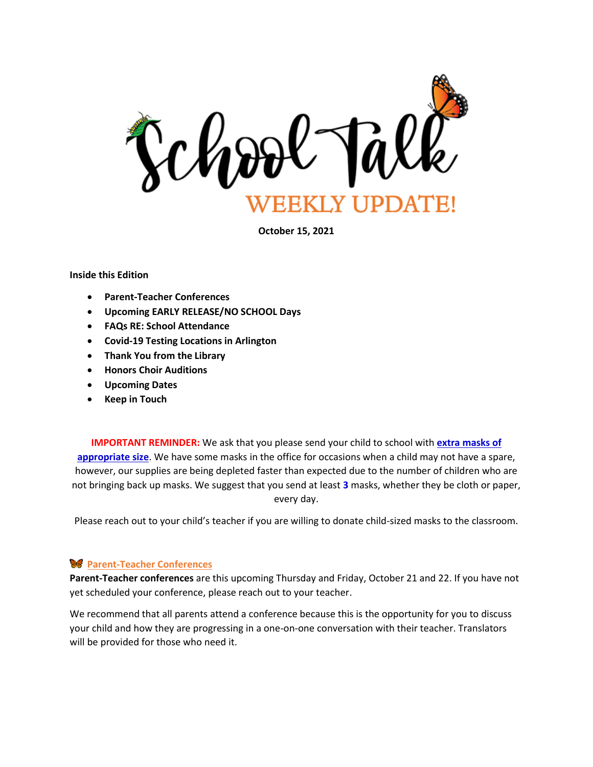# School Talk

## WEEKLY UPDATE!

**October 15, 2021**

**Inside this Edition**

- **Parent-Teacher Conferences**
- **Upcoming EARLY RELEASE/NO SCHOOL Days**
- **FAQs RE: School Attendance**
- **Covid-19 Testing Locations in Arlington**
- **Thank You from the Library**
- **Honors Choir Auditions**
- **Upcoming Dates**
- **Keep in Touch**

**IMPORTANT REMINDER:** We ask that you please send your child to school with **extra masks of appropriate size**. We have some masks in the office for occasions when a child may not have a spare, however, our supplies are being depleted faster than expected due to the number of children who are not bringing back up masks. We suggest that you send at least **3** masks, whether they be cloth or paper, every day.

Please reach out to your child's teacher if you are willing to donate child-sized masks to the classroom.

### Parent-Teacher Conferences

**Parent-Teacher conferences** are this upcoming Thursday and Friday, October 21 and 22. If you have not yet scheduled your conference, please reach out to your teacher.

We recommend that all parents attend a conference because this is the opportunity for you to discuss your child and how they are progressing in a one-on-one conversation with their teacher. Translators will be provided for those who need it.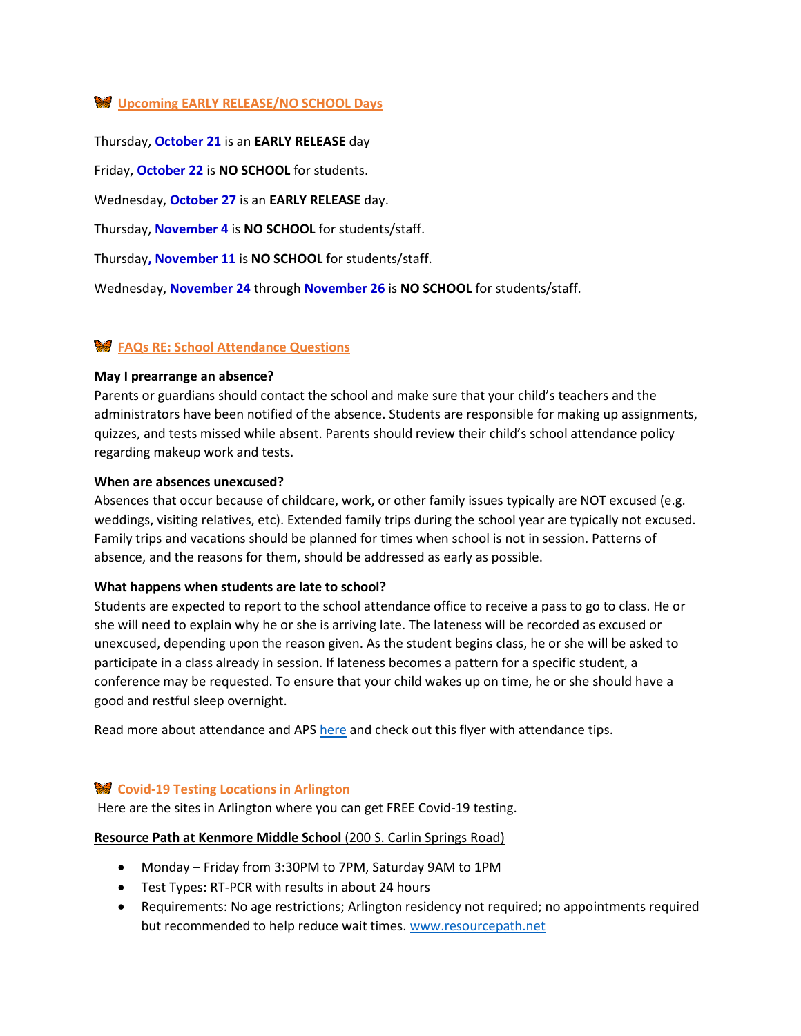## 🦋 Upcoming EARLY RELEASE/NO SCHOOL Days

Thursday, **October 21** is an **EARLY RELEASE** day

Friday, **October 22** is **NO SCHOOL** for students.

Wednesday, **October 27** is an **EARLY RELEASE** day.

Thursday, **November 4** is **NO SCHOOL** for students/staff.

Thursday**, November 11** is **NO SCHOOL** for students/staff.

Wednesday, **November 24** through **November 26** is **NO SCHOOL** for students/staff.

## 🦋 FAQs RE: School Attendance Questions

**May I prearrange an absence?**

Parents or guardians should contact the school and make sure that your child's teachers and the administrators have been notified of the absence. Students are responsible for making up assignments, quizzes, and tests missed while absent. Parents should review their child's school attendance policy regarding makeup work and tests.

**When are absences unexcused?**

Absences that occur because of childcare, work, or other family issues typically are NOT excused (e.g. weddings, visiting relatives, etc). Extended family trips during the school year are typically not excused. Family trips and vacations should be planned for times when school is not in session. Patterns of absence, and the reasons for them, should be addressed as early as possible.

**What happens when students are late to school?**

Students are expected to report to the school attendance office to receive a pass to go to class. He or she will need to explain why he or she is arriving late. The lateness will be recorded as excused or unexcused, depending upon the reason given. As the student begins class, he or she will be asked to participate in a class already in session. If lateness becomes a pattern for a specific student, a conference may be requested. To ensure that your child wakes up on time, he or she should have a good and restful sleep overnight.

Read more about attendance and APS here and check out this flyer with attendance tips.

## 🦋 Covid-19 Testing Locations in Arlington

Here are the sites in Arlington where you can get FREE Covid-19 testing.

**Resource Path at Kenmore Middle School** (200 S. Carlin Springs Road)

- Monday – Friday from 3:30PM to 7PM, Saturday 9AM to 1PM
- Test Types: RT-PCR with results in about 24 hours
- Requirements: No age restrictions; Arlington residency not required; no appointments required but recommended to help reduce wait times. www.resourcepath.net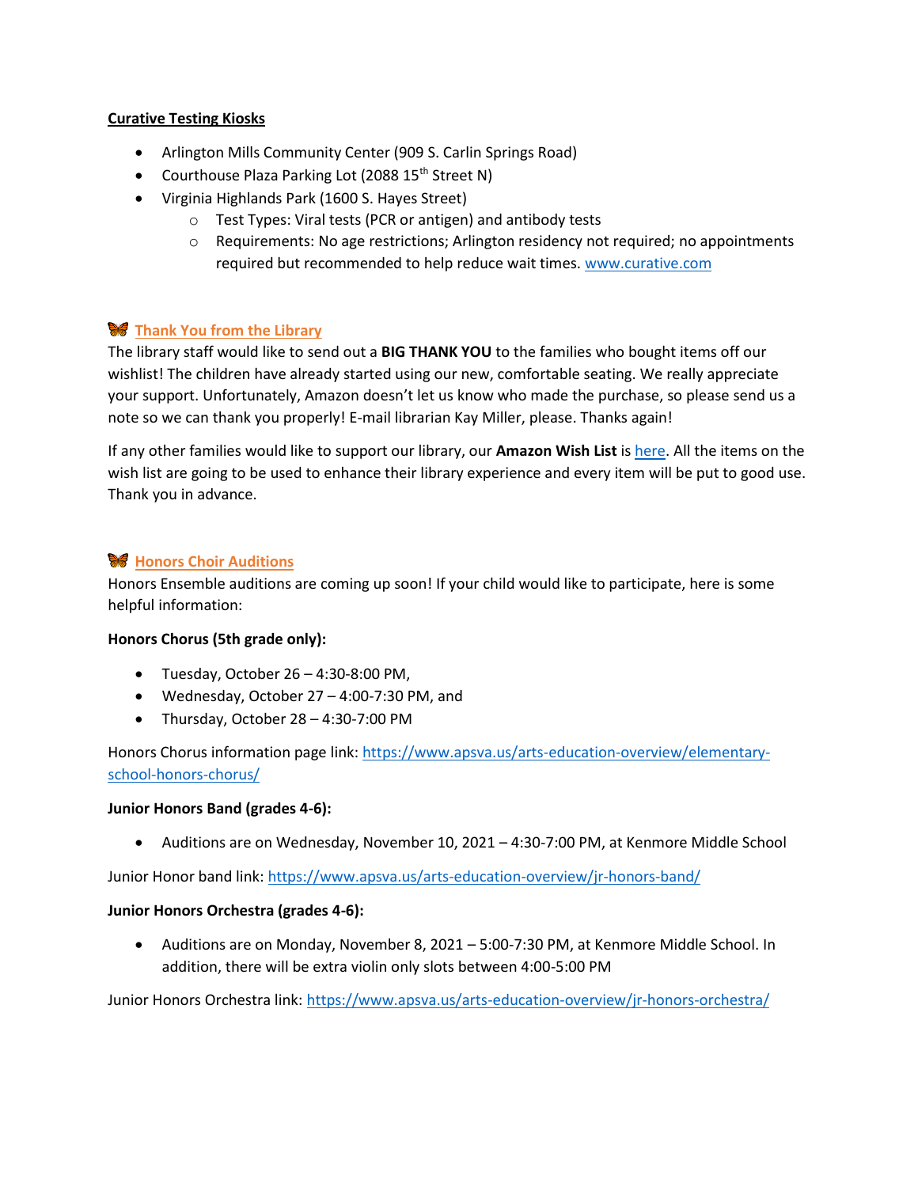**Curative Testing Kiosks**

- Arlington Mills Community Center (909 S. Carlin Springs Road)
- Courthouse Plaza Parking Lot (2088 15th Street N)
- Virginia Highlands Park (1600 S. Hayes Street)
    - Test Types: Viral tests (PCR or antigen) and antibody tests
    - Requirements: No age restrictions; Arlington residency not required; no appointments required but recommended to help reduce wait times. www.curative.com

## 🦋 Thank You from the Library

The library staff would like to send out a **BIG THANK YOU** to the families who bought items off our wishlist! The children have already started using our new, comfortable seating. We really appreciate your support. Unfortunately, Amazon doesn't let us know who made the purchase, so please send us a note so we can thank you properly! E-mail librarian Kay Miller, please. Thanks again!

If any other families would like to support our library, our **Amazon Wish List** is here. All the items on the wish list are going to be used to enhance their library experience and every item will be put to good use. Thank you in advance.

## 🦋 Honors Choir Auditions

Honors Ensemble auditions are coming up soon! If your child would like to participate, here is some helpful information:

**Honors Chorus (5th grade only):**

- Tuesday, October 26 – 4:30-8:00 PM,
- Wednesday, October 27 – 4:00-7:30 PM, and
- Thursday, October 28 – 4:30-7:00 PM

Honors Chorus information page link: https://www.apsva.us/arts-education-overview/elementary-school-honors-chorus/

**Junior Honors Band (grades 4-6):**

- Auditions are on Wednesday, November 10, 2021 – 4:30-7:00 PM, at Kenmore Middle School

Junior Honor band link: https://www.apsva.us/arts-education-overview/jr-honors-band/

**Junior Honors Orchestra (grades 4-6):**

- Auditions are on Monday, November 8, 2021 – 5:00-7:30 PM, at Kenmore Middle School. In addition, there will be extra violin only slots between 4:00-5:00 PM

Junior Honors Orchestra link: https://www.apsva.us/arts-education-overview/jr-honors-orchestra/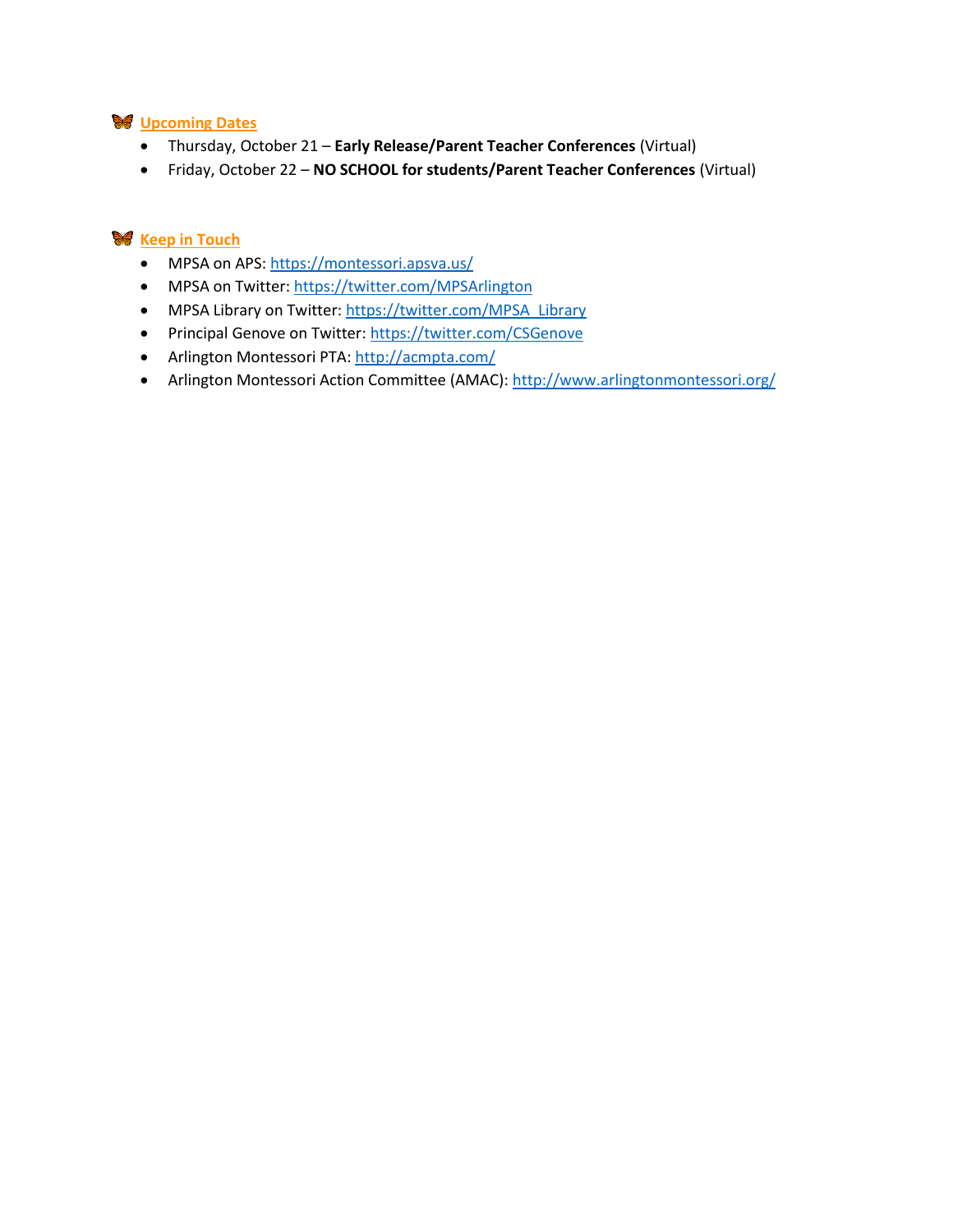## Upcoming Dates

- Thursday, October 21 – **Early Release/Parent Teacher Conferences** (Virtual)
- Friday, October 22 – **NO SCHOOL for students/Parent Teacher Conferences** (Virtual)

## Keep in Touch

- MPSA on APS: https://montessori.apsva.us/
- MPSA on Twitter: https://twitter.com/MPSArlington
- MPSA Library on Twitter: https://twitter.com/MPSA_Library
- Principal Genove on Twitter: https://twitter.com/CSGenove
- Arlington Montessori PTA: http://acmpta.com/
- Arlington Montessori Action Committee (AMAC): http://www.arlingtonmontessori.org/